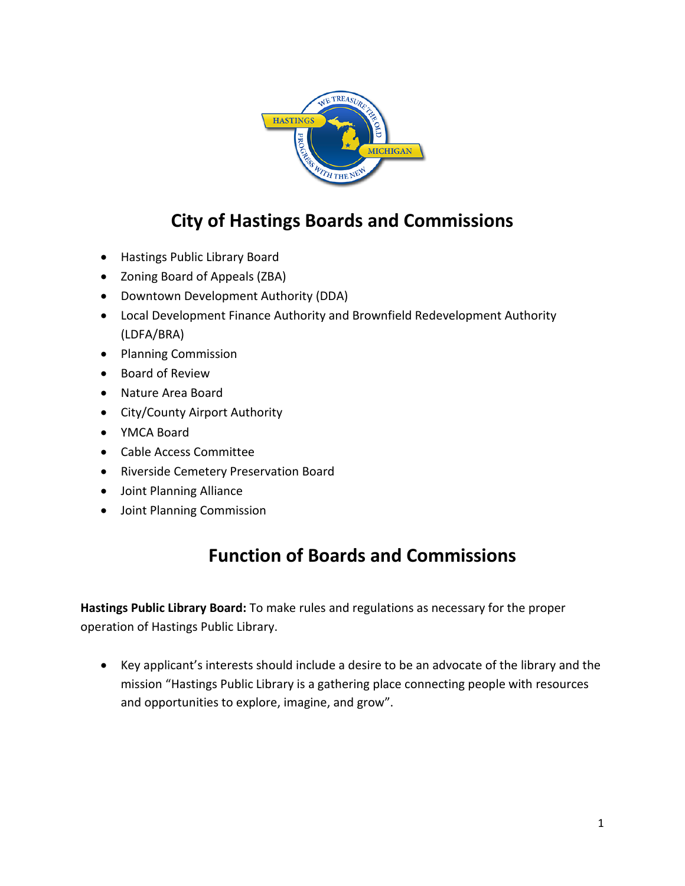# City of Hastings Boards and Commissions

- Hastings Public Library Board
- Zoning Board of Appeals (ZBA)
- Downtown Development Authority (DDA)
- Local Development Finance Authority and Brownfield Redevelopment Authority (LDFA/BRA)
- Planning Commission
- Board of Review
- Nature Area Board
- City/County Airport Authority
- YMCA Board
- Cable Access Committee
- Riverside Cemetery Preservation Board
- Joint Planning Alliance
- Joint Planning Commission

# Function of Boards and Commissions

**Hastings Public Library Board:** To make rules and regulations as necessary for the proper operation of Hastings Public Library.

- Key applicant's interests should include a desire to be an advocate of the library and the mission "Hastings Public Library is a gathering place connecting people with resources and opportunities to explore, imagine, and grow".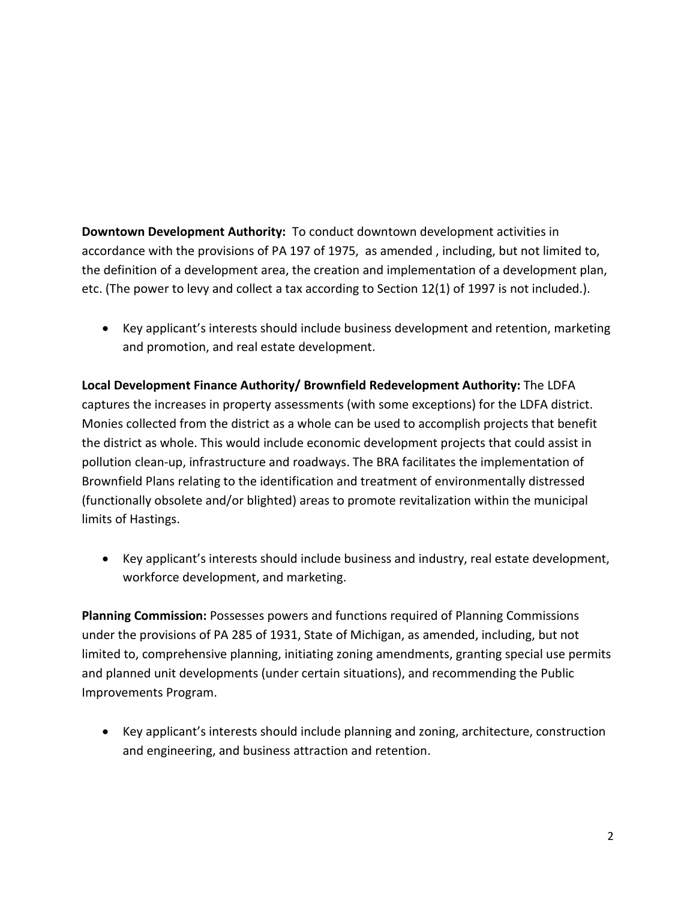**Downtown Development Authority:** To conduct downtown development activities in accordance with the provisions of PA 197 of 1975, as amended , including, but not limited to, the definition of a development area, the creation and implementation of a development plan, etc. (The power to levy and collect a tax according to Section 12(1) of 1997 is not included.).

- Key applicant's interests should include business development and retention, marketing and promotion, and real estate development.

**Local Development Finance Authority/ Brownfield Redevelopment Authority:** The LDFA captures the increases in property assessments (with some exceptions) for the LDFA district. Monies collected from the district as a whole can be used to accomplish projects that benefit the district as whole. This would include economic development projects that could assist in pollution clean-up, infrastructure and roadways. The BRA facilitates the implementation of Brownfield Plans relating to the identification and treatment of environmentally distressed (functionally obsolete and/or blighted) areas to promote revitalization within the municipal limits of Hastings.

- Key applicant's interests should include business and industry, real estate development, workforce development, and marketing.

**Planning Commission:** Possesses powers and functions required of Planning Commissions under the provisions of PA 285 of 1931, State of Michigan, as amended, including, but not limited to, comprehensive planning, initiating zoning amendments, granting special use permits and planned unit developments (under certain situations), and recommending the Public Improvements Program.

- Key applicant's interests should include planning and zoning, architecture, construction and engineering, and business attraction and retention.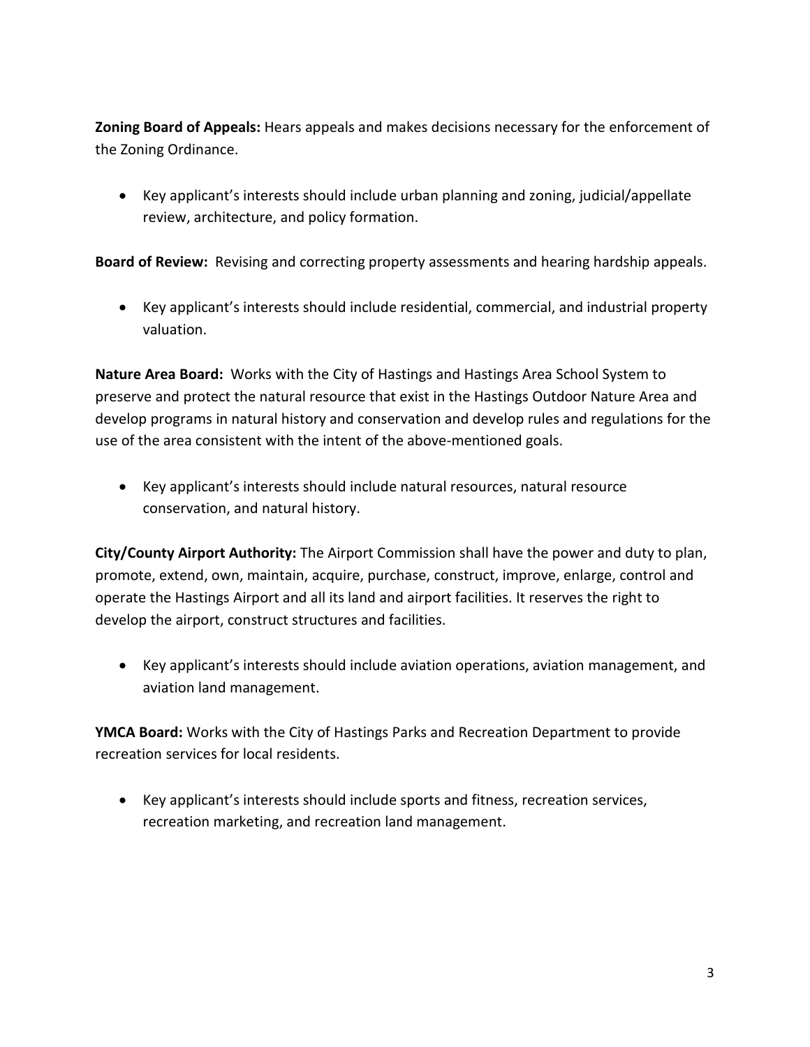**Zoning Board of Appeals:** Hears appeals and makes decisions necessary for the enforcement of the Zoning Ordinance.

- Key applicant's interests should include urban planning and zoning, judicial/appellate review, architecture, and policy formation.

**Board of Review:** Revising and correcting property assessments and hearing hardship appeals.

- Key applicant's interests should include residential, commercial, and industrial property valuation.

**Nature Area Board:** Works with the City of Hastings and Hastings Area School System to preserve and protect the natural resource that exist in the Hastings Outdoor Nature Area and develop programs in natural history and conservation and develop rules and regulations for the use of the area consistent with the intent of the above-mentioned goals.

- Key applicant's interests should include natural resources, natural resource conservation, and natural history.

**City/County Airport Authority:** The Airport Commission shall have the power and duty to plan, promote, extend, own, maintain, acquire, purchase, construct, improve, enlarge, control and operate the Hastings Airport and all its land and airport facilities. It reserves the right to develop the airport, construct structures and facilities.

- Key applicant's interests should include aviation operations, aviation management, and aviation land management.

**YMCA Board:** Works with the City of Hastings Parks and Recreation Department to provide recreation services for local residents.

- Key applicant's interests should include sports and fitness, recreation services, recreation marketing, and recreation land management.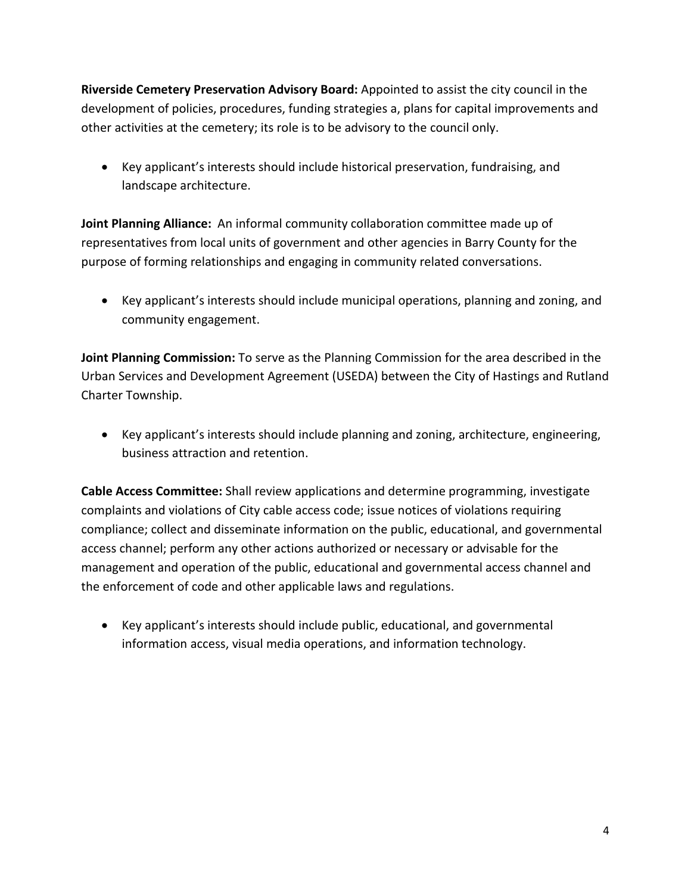**Riverside Cemetery Preservation Advisory Board:** Appointed to assist the city council in the development of policies, procedures, funding strategies a, plans for capital improvements and other activities at the cemetery; its role is to be advisory to the council only.

- Key applicant's interests should include historical preservation, fundraising, and landscape architecture.

**Joint Planning Alliance:** An informal community collaboration committee made up of representatives from local units of government and other agencies in Barry County for the purpose of forming relationships and engaging in community related conversations.

- Key applicant's interests should include municipal operations, planning and zoning, and community engagement.

**Joint Planning Commission:** To serve as the Planning Commission for the area described in the Urban Services and Development Agreement (USEDA) between the City of Hastings and Rutland Charter Township.

- Key applicant's interests should include planning and zoning, architecture, engineering, business attraction and retention.

**Cable Access Committee:** Shall review applications and determine programming, investigate complaints and violations of City cable access code; issue notices of violations requiring compliance; collect and disseminate information on the public, educational, and governmental access channel; perform any other actions authorized or necessary or advisable for the management and operation of the public, educational and governmental access channel and the enforcement of code and other applicable laws and regulations.

- Key applicant's interests should include public, educational, and governmental information access, visual media operations, and information technology.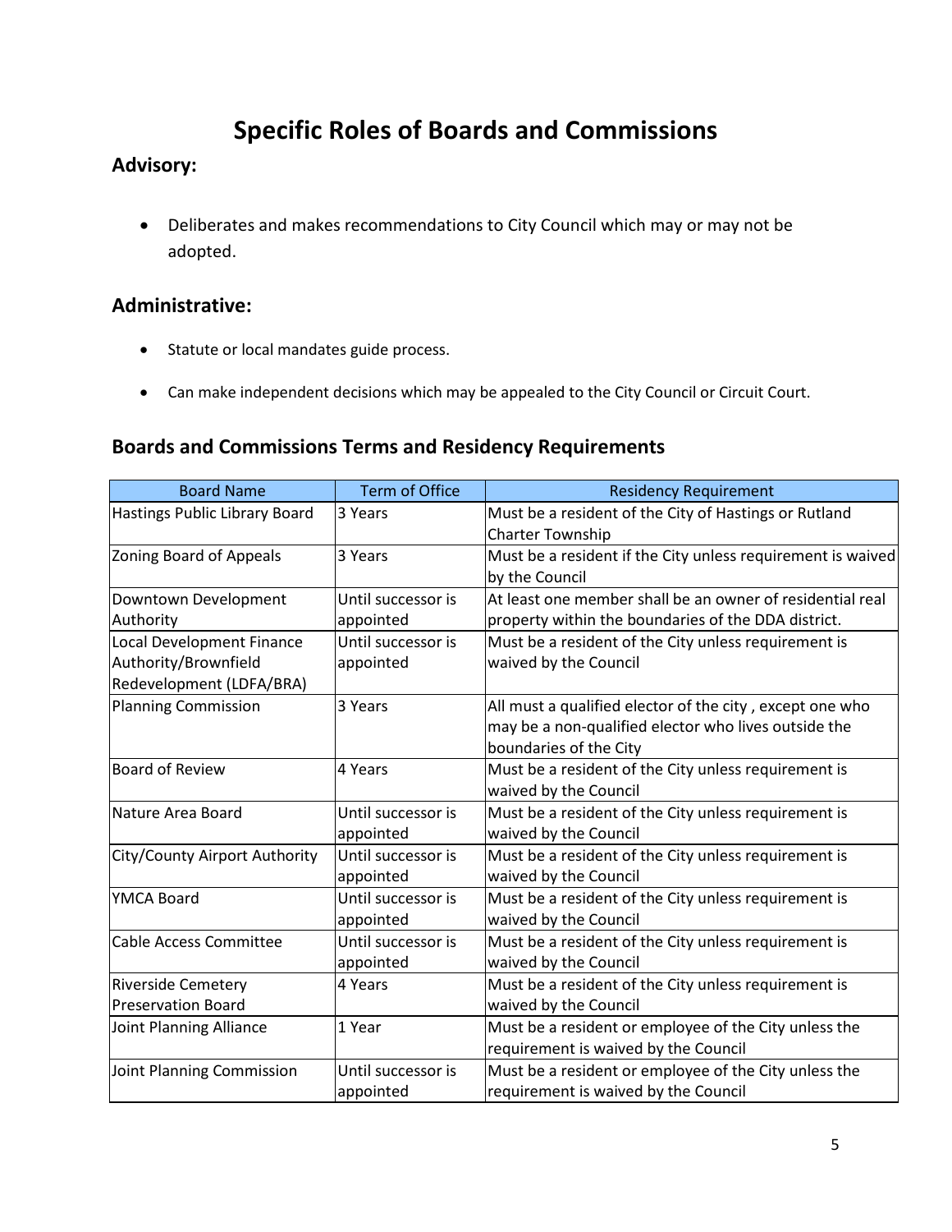# Specific Roles of Boards and Commissions

## Advisory:

- Deliberates and makes recommendations to City Council which may or may not be adopted.

## Administrative:

- Statute or local mandates guide process.
- Can make independent decisions which may be appealed to the City Council or Circuit Court.

## Boards and Commissions Terms and Residency Requirements

| Board Name | Term of Office | Residency Requirement |
|---|---|---|
| Hastings Public Library Board | 3 Years | Must be a resident of the City of Hastings or Rutland Charter Township |
| Zoning Board of Appeals | 3 Years | Must be a resident if the City unless requirement is waived by the Council |
| Downtown Development Authority | Until successor is appointed | At least one member shall be an owner of residential real property within the boundaries of the DDA district. |
| Local Development Finance Authority/Brownfield Redevelopment (LDFA/BRA) | Until successor is appointed | Must be a resident of the City unless requirement is waived by the Council |
| Planning Commission | 3 Years | All must a qualified elector of the city , except one who may be a non-qualified elector who lives outside the boundaries of the City |
| Board of Review | 4 Years | Must be a resident of the City unless requirement is waived by the Council |
| Nature Area Board | Until successor is appointed | Must be a resident of the City unless requirement is waived by the Council |
| City/County Airport Authority | Until successor is appointed | Must be a resident of the City unless requirement is waived by the Council |
| YMCA Board | Until successor is appointed | Must be a resident of the City unless requirement is waived by the Council |
| Cable Access Committee | Until successor is appointed | Must be a resident of the City unless requirement is waived by the Council |
| Riverside Cemetery Preservation Board | 4 Years | Must be a resident of the City unless requirement is waived by the Council |
| Joint Planning Alliance | 1 Year | Must be a resident or employee of the City unless the requirement is waived by the Council |
| Joint Planning Commission | Until successor is appointed | Must be a resident or employee of the City unless the requirement is waived by the Council |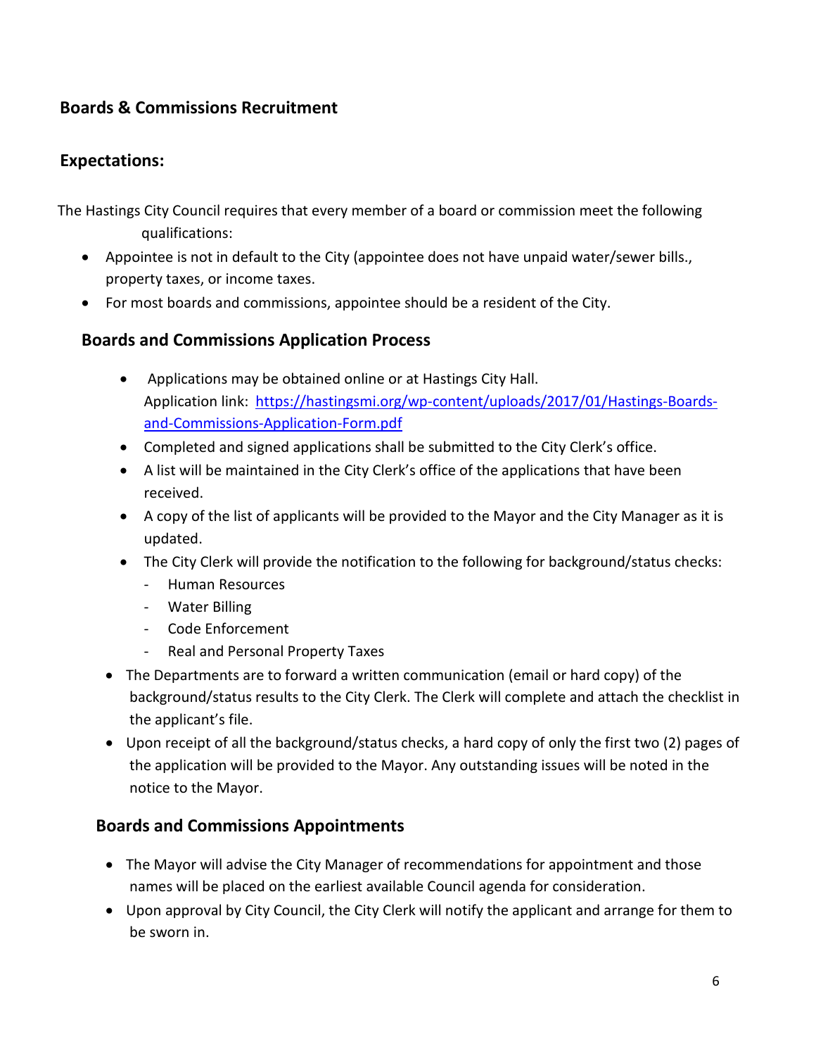## Boards & Commissions Recruitment

### Expectations:

The Hastings City Council requires that every member of a board or commission meet the following qualifications:

- Appointee is not in default to the City (appointee does not have unpaid water/sewer bills., property taxes, or income taxes.
- For most boards and commissions, appointee should be a resident of the City.

### Boards and Commissions Application Process

- Applications may be obtained online or at Hastings City Hall.
  Application link: [https://hastingsmi.org/wp-content/uploads/2017/01/Hastings-Boards-and-Commissions-Application-Form.pdf](https://hastingsmi.org/wp-content/uploads/2017/01/Hastings-Boards-and-Commissions-Application-Form.pdf)
- Completed and signed applications shall be submitted to the City Clerk's office.
- A list will be maintained in the City Clerk's office of the applications that have been received.
- A copy of the list of applicants will be provided to the Mayor and the City Manager as it is updated.
- The City Clerk will provide the notification to the following for background/status checks:
  - Human Resources
  - Water Billing
  - Code Enforcement
  - Real and Personal Property Taxes
- The Departments are to forward a written communication (email or hard copy) of the background/status results to the City Clerk. The Clerk will complete and attach the checklist in the applicant's file.
- Upon receipt of all the background/status checks, a hard copy of only the first two (2) pages of the application will be provided to the Mayor. Any outstanding issues will be noted in the notice to the Mayor.

### Boards and Commissions Appointments

- The Mayor will advise the City Manager of recommendations for appointment and those names will be placed on the earliest available Council agenda for consideration.
- Upon approval by City Council, the City Clerk will notify the applicant and arrange for them to be sworn in.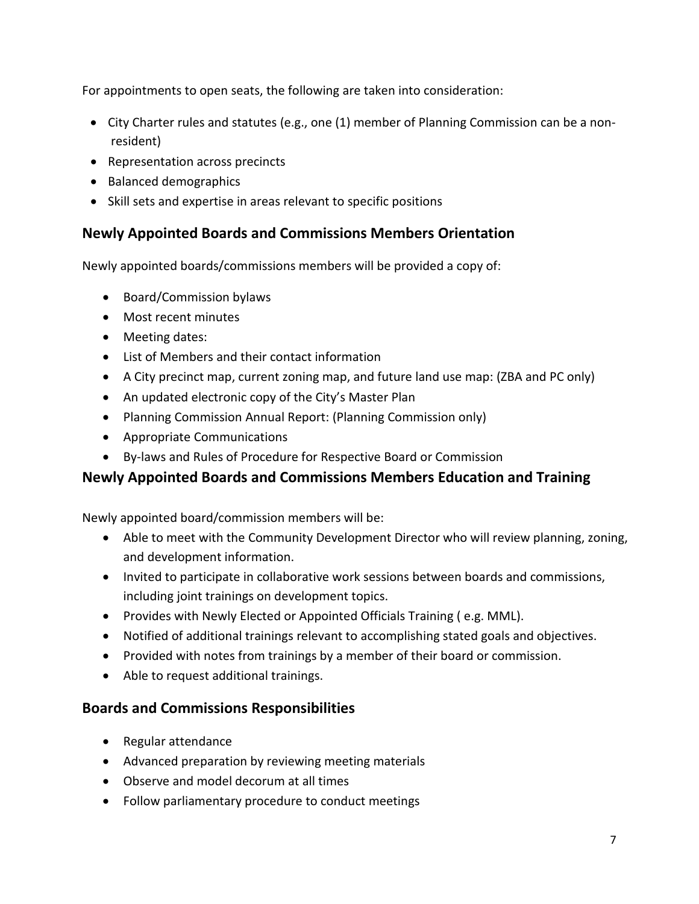For appointments to open seats, the following are taken into consideration:

- City Charter rules and statutes (e.g., one (1) member of Planning Commission can be a non-resident)
- Representation across precincts
- Balanced demographics
- Skill sets and expertise in areas relevant to specific positions

## Newly Appointed Boards and Commissions Members Orientation

Newly appointed boards/commissions members will be provided a copy of:

- Board/Commission bylaws
- Most recent minutes
- Meeting dates:
- List of Members and their contact information
- A City precinct map, current zoning map, and future land use map: (ZBA and PC only)
- An updated electronic copy of the City's Master Plan
- Planning Commission Annual Report: (Planning Commission only)
- Appropriate Communications
- By-laws and Rules of Procedure for Respective Board or Commission

## Newly Appointed Boards and Commissions Members Education and Training

Newly appointed board/commission members will be:

- Able to meet with the Community Development Director who will review planning, zoning, and development information.
- Invited to participate in collaborative work sessions between boards and commissions, including joint trainings on development topics.
- Provides with Newly Elected or Appointed Officials Training ( e.g. MML).
- Notified of additional trainings relevant to accomplishing stated goals and objectives.
- Provided with notes from trainings by a member of their board or commission.
- Able to request additional trainings.

## Boards and Commissions Responsibilities

- Regular attendance
- Advanced preparation by reviewing meeting materials
- Observe and model decorum at all times
- Follow parliamentary procedure to conduct meetings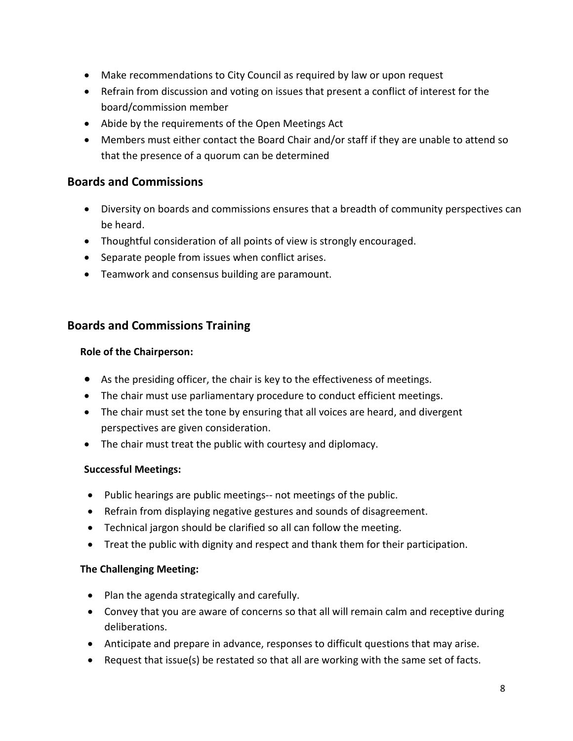- Make recommendations to City Council as required by law or upon request
- Refrain from discussion and voting on issues that present a conflict of interest for the board/commission member
- Abide by the requirements of the Open Meetings Act
- Members must either contact the Board Chair and/or staff if they are unable to attend so that the presence of a quorum can be determined

## Boards and Commissions

- Diversity on boards and commissions ensures that a breadth of community perspectives can be heard.
- Thoughtful consideration of all points of view is strongly encouraged.
- Separate people from issues when conflict arises.
- Teamwork and consensus building are paramount.

## Boards and Commissions Training

**Role of the Chairperson:**

- As the presiding officer, the chair is key to the effectiveness of meetings.
- The chair must use parliamentary procedure to conduct efficient meetings.
- The chair must set the tone by ensuring that all voices are heard, and divergent perspectives are given consideration.
- The chair must treat the public with courtesy and diplomacy.

**Successful Meetings:**

- Public hearings are public meetings-- not meetings of the public.
- Refrain from displaying negative gestures and sounds of disagreement.
- Technical jargon should be clarified so all can follow the meeting.
- Treat the public with dignity and respect and thank them for their participation.

**The Challenging Meeting:**

- Plan the agenda strategically and carefully.
- Convey that you are aware of concerns so that all will remain calm and receptive during deliberations.
- Anticipate and prepare in advance, responses to difficult questions that may arise.
- Request that issue(s) be restated so that all are working with the same set of facts.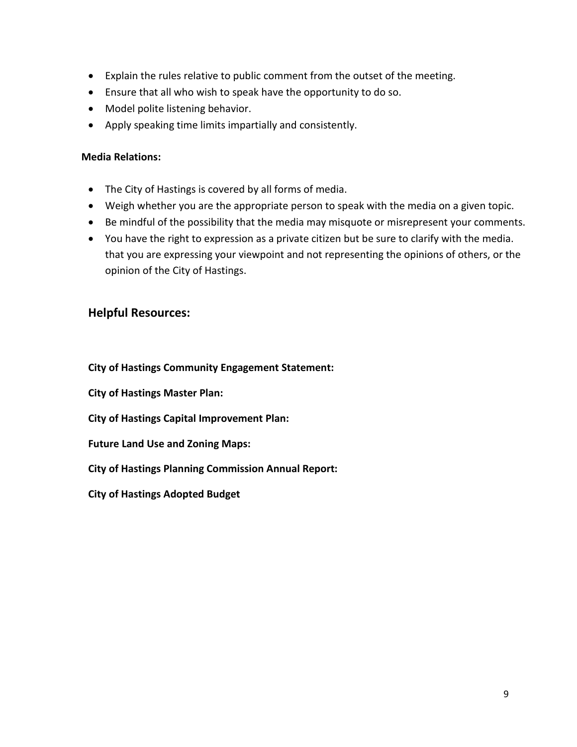- Explain the rules relative to public comment from the outset of the meeting.
- Ensure that all who wish to speak have the opportunity to do so.
- Model polite listening behavior.
- Apply speaking time limits impartially and consistently.

**Media Relations:**

- The City of Hastings is covered by all forms of media.
- Weigh whether you are the appropriate person to speak with the media on a given topic.
- Be mindful of the possibility that the media may misquote or misrepresent your comments.
- You have the right to expression as a private citizen but be sure to clarify with the media. that you are expressing your viewpoint and not representing the opinions of others, or the opinion of the City of Hastings.

## Helpful Resources:

**City of Hastings Community Engagement Statement:**

**City of Hastings Master Plan:**

**City of Hastings Capital Improvement Plan:**

**Future Land Use and Zoning Maps:**

**City of Hastings Planning Commission Annual Report:**

**City of Hastings Adopted Budget**